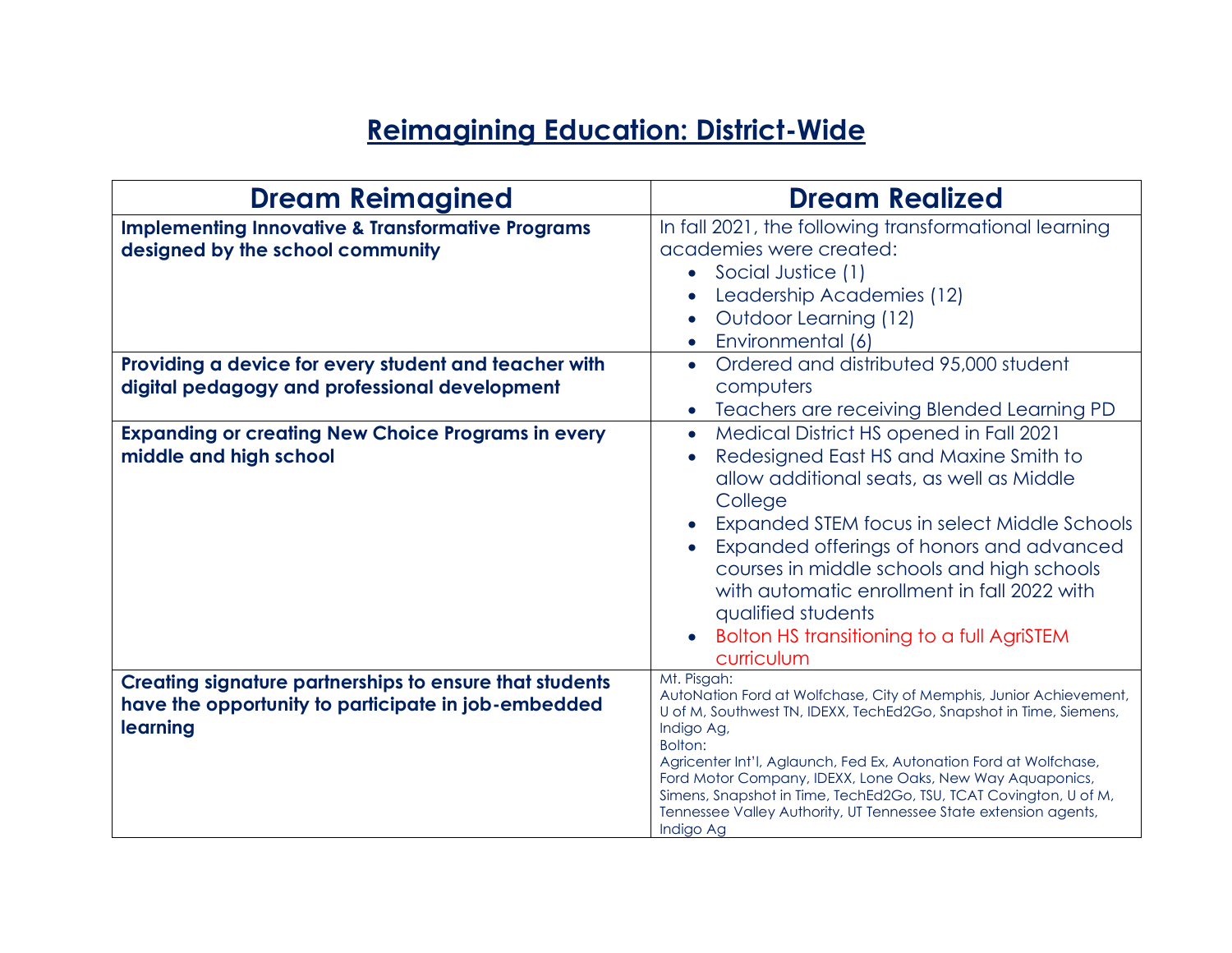## Reimagining Education: District-Wide

| Dream Reimagined | Dream Realized |
|---|---|
| **Implementing Innovative & Transformative Programs designed by the school community** | In fall 2021, the following transformational learning academies were created:<br>• Social Justice (1)<br>• Leadership Academies (12)<br>• Outdoor Learning (12)<br>• Environmental (6) |
| **Providing a device for every student and teacher with digital pedagogy and professional development** | • Ordered and distributed 95,000 student computers<br>• Teachers are receiving Blended Learning PD |
| **Expanding or creating New Choice Programs in every middle and high school** | • Medical District HS opened in Fall 2021<br>• Redesigned East HS and Maxine Smith to allow additional seats, as well as Middle College<br>• Expanded STEM focus in select Middle Schools<br>• Expanded offerings of honors and advanced courses in middle schools and high schools with automatic enrollment in fall 2022 with qualified students<br>• Bolton HS transitioning to a full AgriSTEM curriculum |
| **Creating signature partnerships to ensure that students have the opportunity to participate in job-embedded learning** | Mt. Pisgah:<br>AutoNation Ford at Wolfchase, City of Memphis, Junior Achievement, U of M, Southwest TN, IDEXX, TechEd2Go, Snapshot in Time, Siemens, Indigo Ag,<br>Bolton:<br>Agricenter Int'l, Aglaunch, Fed Ex, Autonation Ford at Wolfchase, Ford Motor Company, IDEXX, Lone Oaks, New Way Aquaponics, Simens, Snapshot in Time, TechEd2Go, TSU, TCAT Covington, U of M, Tennessee Valley Authority, UT Tennessee State extension agents, Indigo Ag |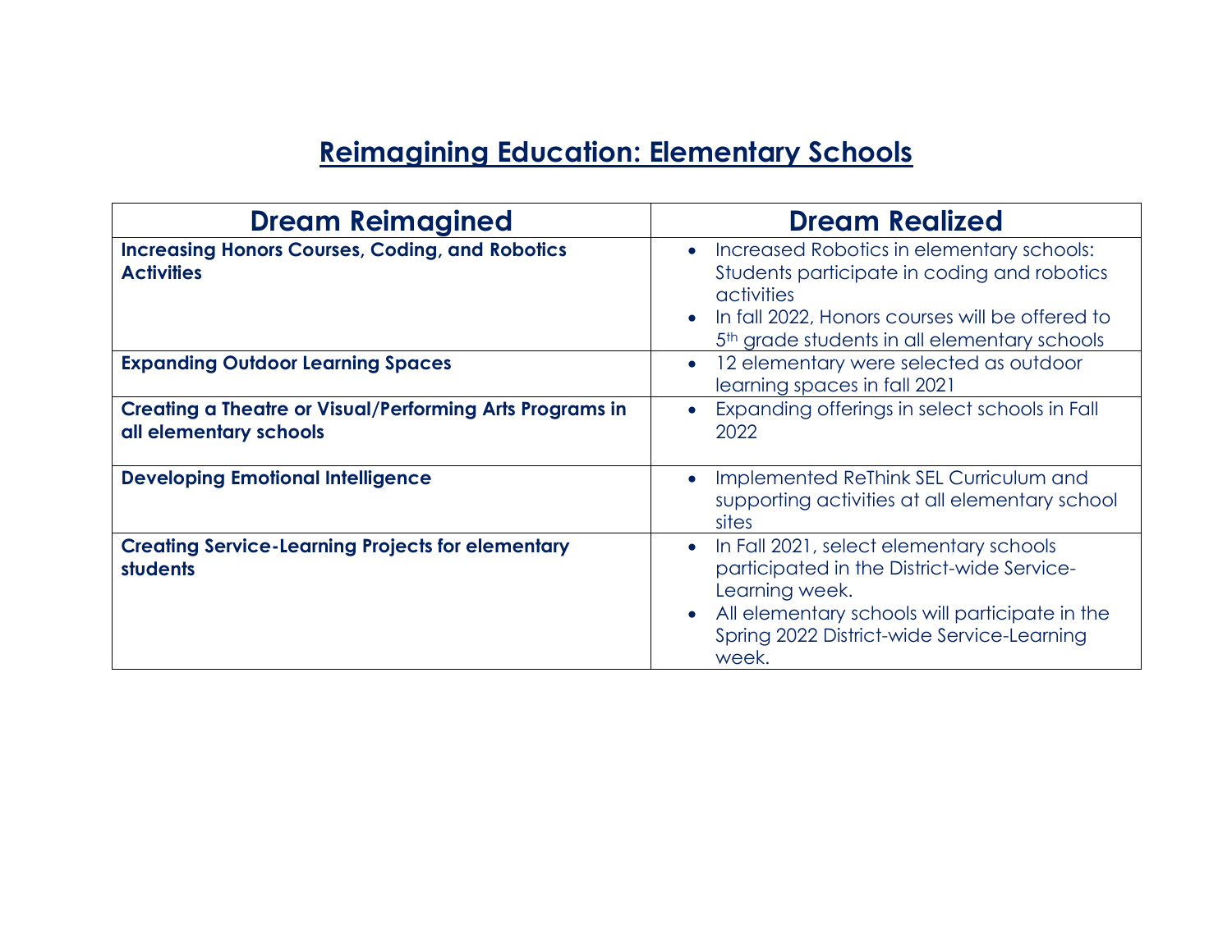# Reimagining Education: Elementary Schools

| Dream Reimagined | Dream Realized |
| --- | --- |
| **Increasing Honors Courses, Coding, and Robotics Activities** | • Increased Robotics in elementary schools: Students participate in coding and robotics activities<br>• In fall 2022, Honors courses will be offered to 5th grade students in all elementary schools |
| **Expanding Outdoor Learning Spaces** | • 12 elementary were selected as outdoor learning spaces in fall 2021 |
| **Creating a Theatre or Visual/Performing Arts Programs in all elementary schools** | • Expanding offerings in select schools in Fall 2022 |
| **Developing Emotional Intelligence** | • Implemented ReThink SEL Curriculum and supporting activities at all elementary school sites |
| **Creating Service-Learning Projects for elementary students** | • In Fall 2021, select elementary schools participated in the District-wide Service-Learning week.<br>• All elementary schools will participate in the Spring 2022 District-wide Service-Learning week. |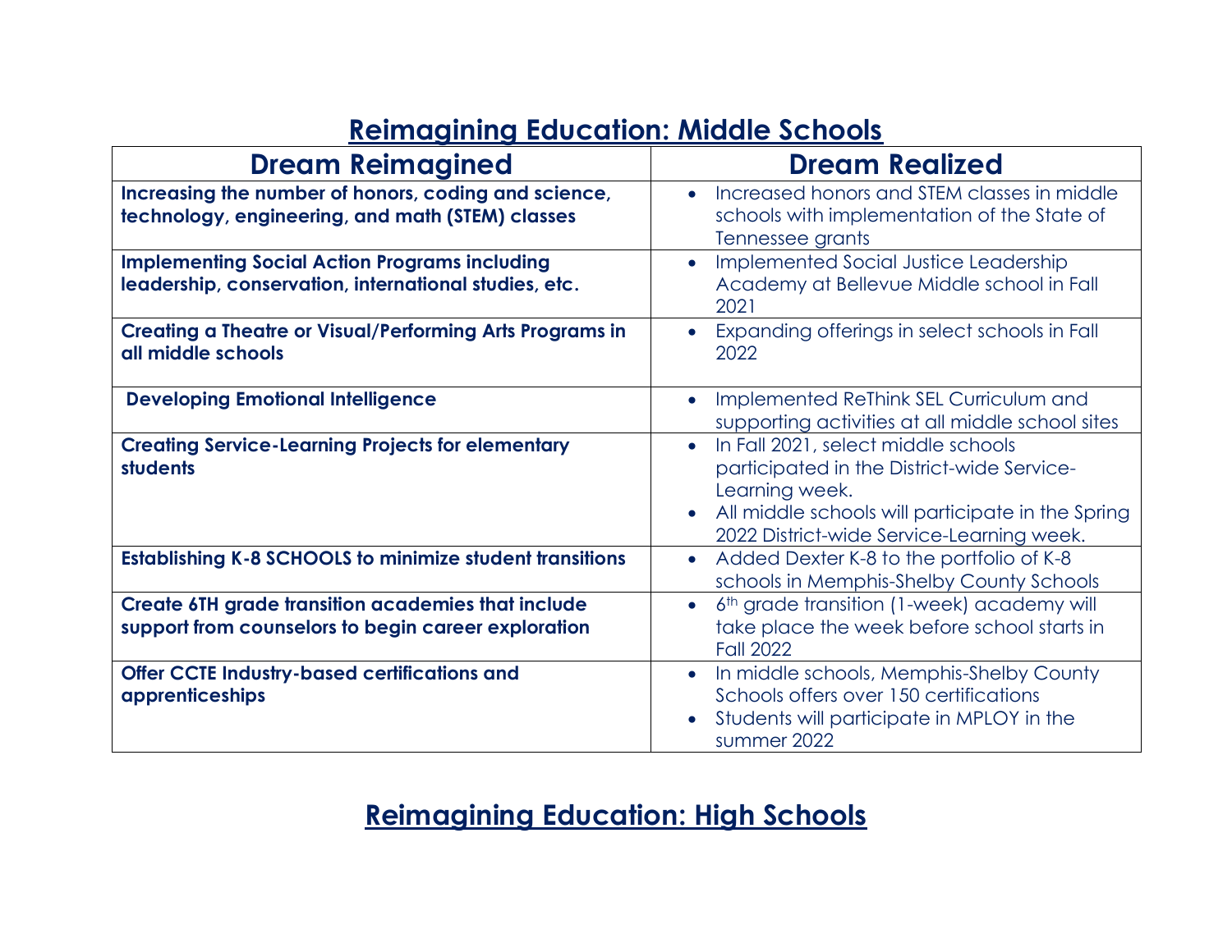## Reimagining Education: Middle Schools

| Dream Reimagined | Dream Realized |
|---|---|
| **Increasing the number of honors, coding and science, technology, engineering, and math (STEM) classes** | • Increased honors and STEM classes in middle schools with implementation of the State of Tennessee grants |
| **Implementing Social Action Programs including leadership, conservation, international studies, etc.** | • Implemented Social Justice Leadership Academy at Bellevue Middle school in Fall 2021 |
| **Creating a Theatre or Visual/Performing Arts Programs in all middle schools** | • Expanding offerings in select schools in Fall 2022 |
| **Developing Emotional Intelligence** | • Implemented ReThink SEL Curriculum and supporting activities at all middle school sites |
| **Creating Service-Learning Projects for elementary students** | • In Fall 2021, select middle schools participated in the District-wide Service-Learning week. <br> • All middle schools will participate in the Spring 2022 District-wide Service-Learning week. |
| **Establishing K-8 SCHOOLS to minimize student transitions** | • Added Dexter K-8 to the portfolio of K-8 schools in Memphis-Shelby County Schools |
| **Create 6TH grade transition academies that include support from counselors to begin career exploration** | • 6th grade transition (1-week) academy will take place the week before school starts in Fall 2022 |
| **Offer CCTE Industry-based certifications and apprenticeships** | • In middle schools, Memphis-Shelby County Schools offers over 150 certifications <br> • Students will participate in MPLOY in the summer 2022 |

## Reimagining Education: High Schools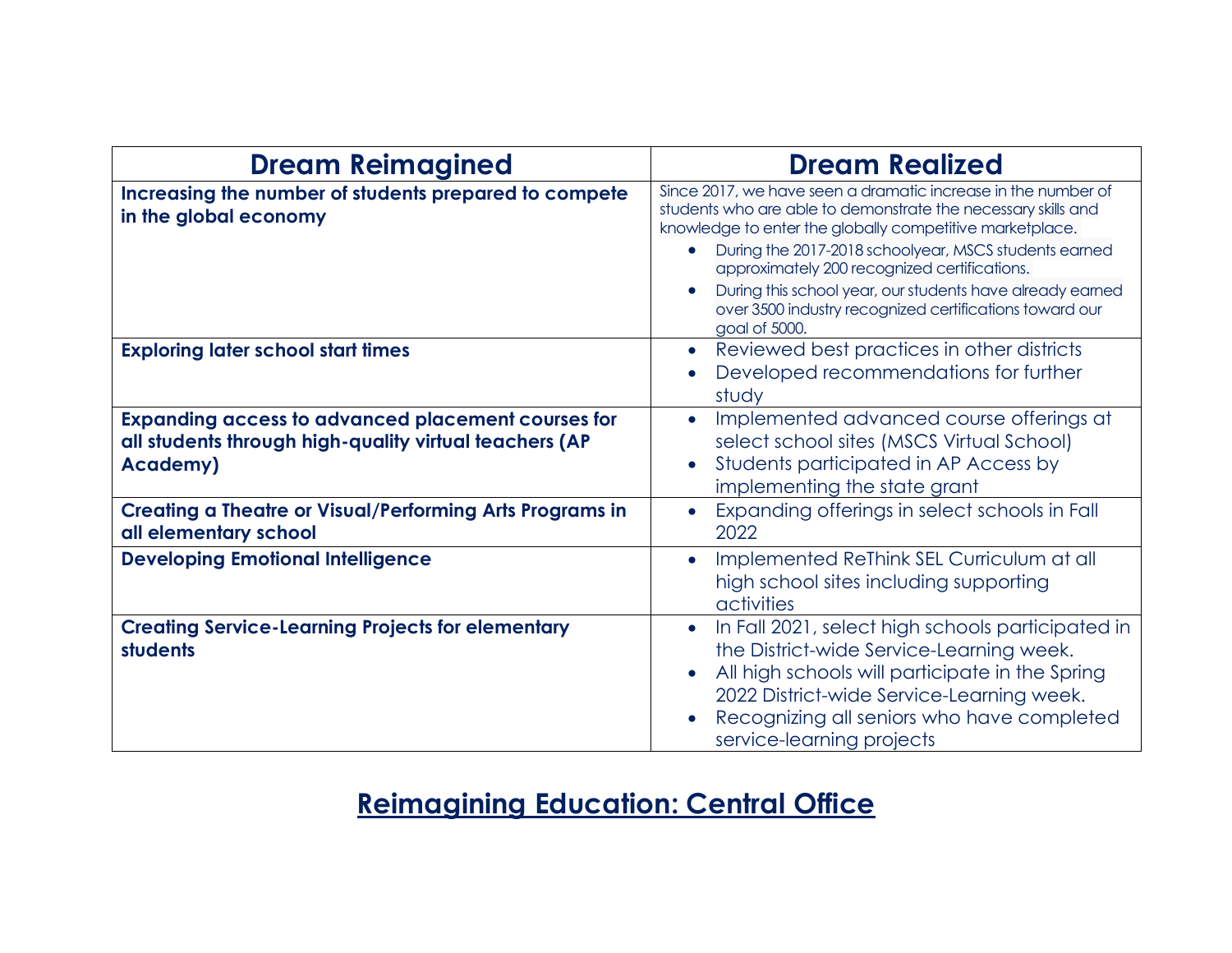| Dream Reimagined | Dream Realized |
|---|---|
| **Increasing the number of students prepared to compete in the global economy** | Since 2017, we have seen a dramatic increase in the number of students who are able to demonstrate the necessary skills and knowledge to enter the globally competitive marketplace.<br>• During the 2017-2018 schoolyear, MSCS students earned approximately 200 recognized certifications.<br>• During this school year, our students have already earned over 3500 industry recognized certifications toward our goal of 5000. |
| **Exploring later school start times** | • Reviewed best practices in other districts<br>• Developed recommendations for further study |
| **Expanding access to advanced placement courses for all students through high-quality virtual teachers (AP Academy)** | • Implemented advanced course offerings at select school sites (MSCS Virtual School)<br>• Students participated in AP Access by implementing the state grant |
| **Creating a Theatre or Visual/Performing Arts Programs in all elementary school** | • Expanding offerings in select schools in Fall 2022 |
| **Developing Emotional Intelligence** | • Implemented ReThink SEL Curriculum at all high school sites including supporting activities |
| **Creating Service-Learning Projects for elementary students** | • In Fall 2021, select high schools participated in the District-wide Service-Learning week.<br>• All high schools will participate in the Spring 2022 District-wide Service-Learning week.<br>• Recognizing all seniors who have completed service-learning projects |

## Reimagining Education: Central Office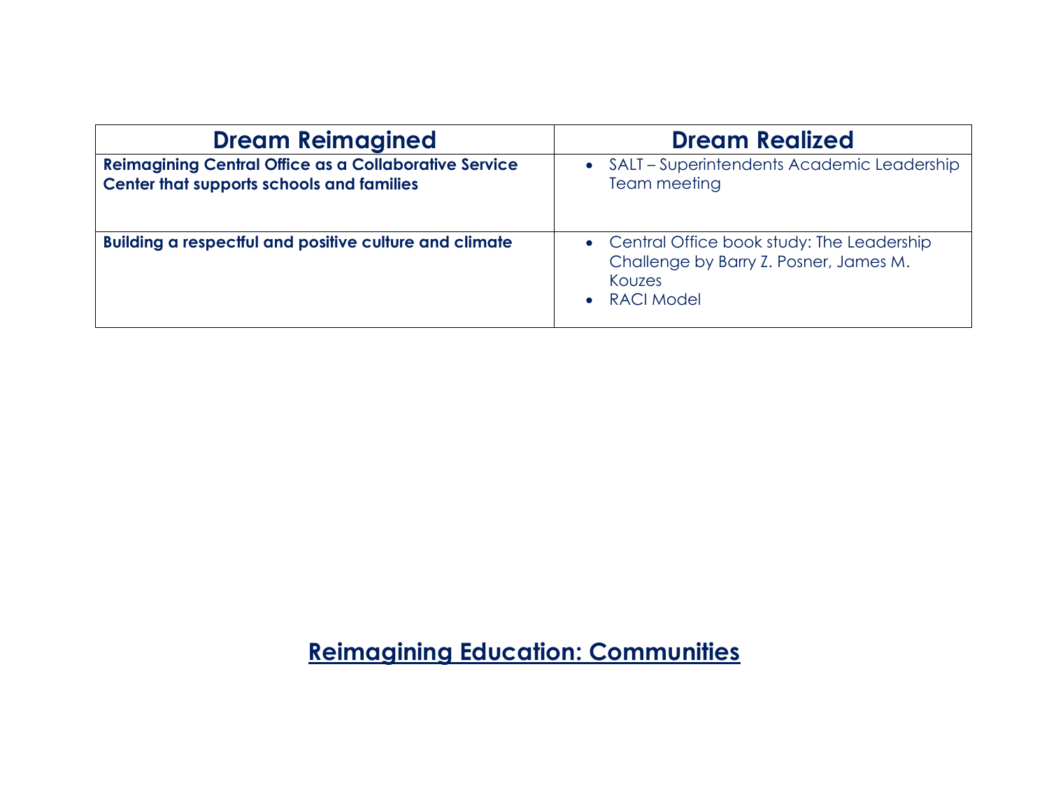| Dream Reimagined | Dream Realized |
|---|---|
| **Reimagining Central Office as a Collaborative Service Center that supports schools and families** | • SALT – Superintendents Academic Leadership Team meeting |
| **Building a respectful and positive culture and climate** | • Central Office book study: The Leadership Challenge by Barry Z. Posner, James M. Kouzes<br>• RACI Model |

## Reimagining Education: Communities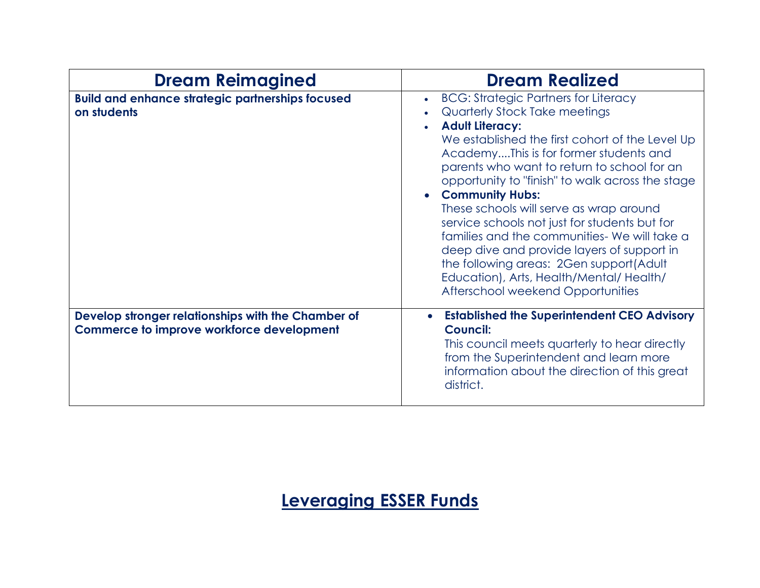| Dream Reimagined | Dream Realized |
| --- | --- |
| **Build and enhance strategic partnerships focused on students** | • BCG: Strategic Partners for Literacy<br>• Quarterly Stock Take meetings<br>• **Adult Literacy:** We established the first cohort of the Level Up Academy....This is for former students and parents who want to return to school for an opportunity to "finish" to walk across the stage<br>• **Community Hubs:** These schools will serve as wrap around service schools not just for students but for families and the communities- We will take a deep dive and provide layers of support in the following areas: 2Gen support(Adult Education), Arts, Health/Mental/ Health/ Afterschool weekend Opportunities |
| **Develop stronger relationships with the Chamber of Commerce to improve workforce development** | • **Established the Superintendent CEO Advisory Council:** This council meets quarterly to hear directly from the Superintendent and learn more information about the direction of this great district. |

## Leveraging ESSER Funds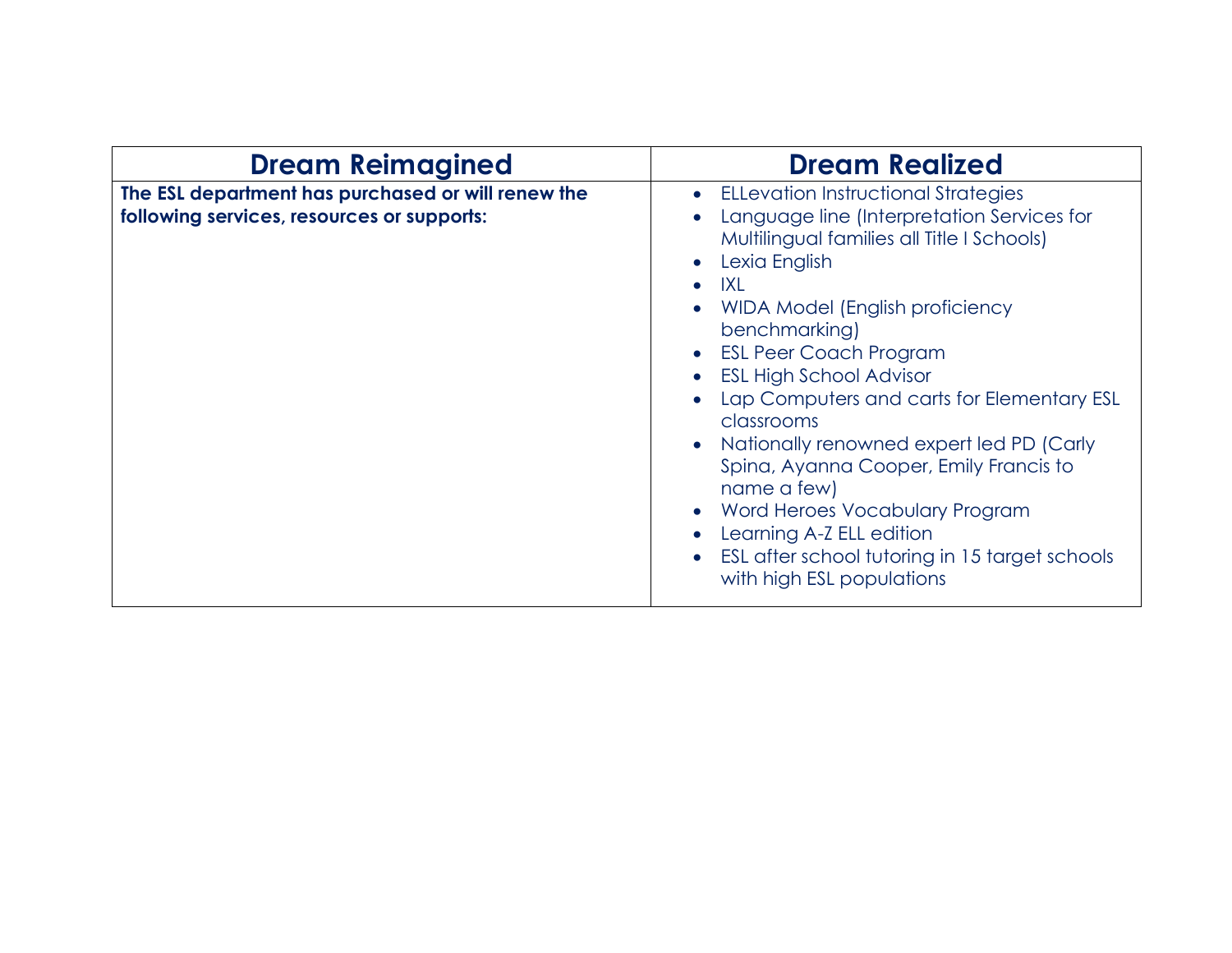| Dream Reimagined | Dream Realized |
|---|---|
| **The ESL department has purchased or will renew the following services, resources or supports:** | • ELLevation Instructional Strategies<br>• Language line (Interpretation Services for Multilingual families all Title I Schools)<br>• Lexia English<br>• IXL<br>• WIDA Model (English proficiency benchmarking)<br>• ESL Peer Coach Program<br>• ESL High School Advisor<br>• Lap Computers and carts for Elementary ESL classrooms<br>• Nationally renowned expert led PD (Carly Spina, Ayanna Cooper, Emily Francis to name a few)<br>• Word Heroes Vocabulary Program<br>• Learning A-Z ELL edition<br>• ESL after school tutoring in 15 target schools with high ESL populations |